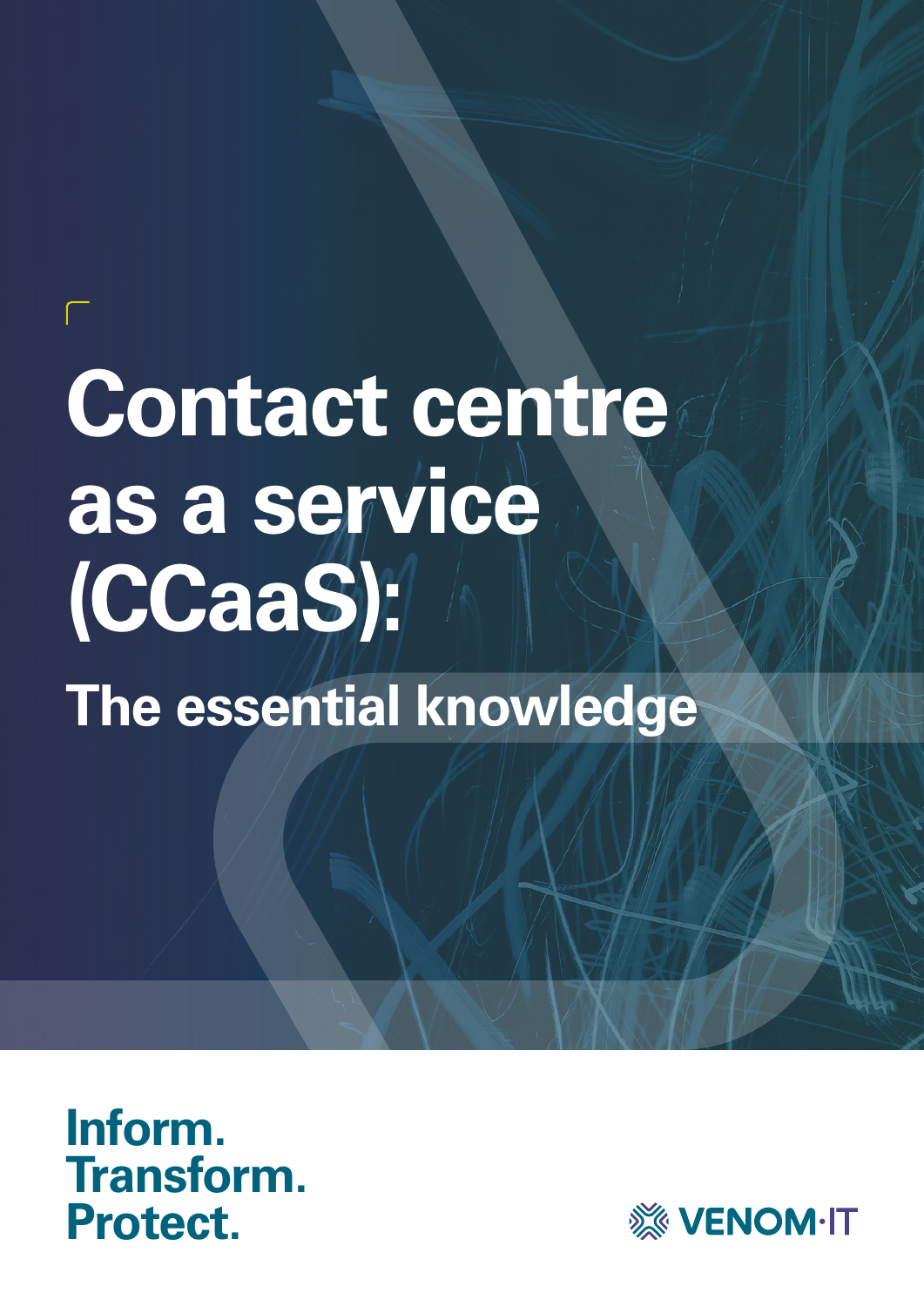# Contact centre as a service (CCaaS):

## The essential knowledge

Inform.
Transform.
Protect.

VENOM·IT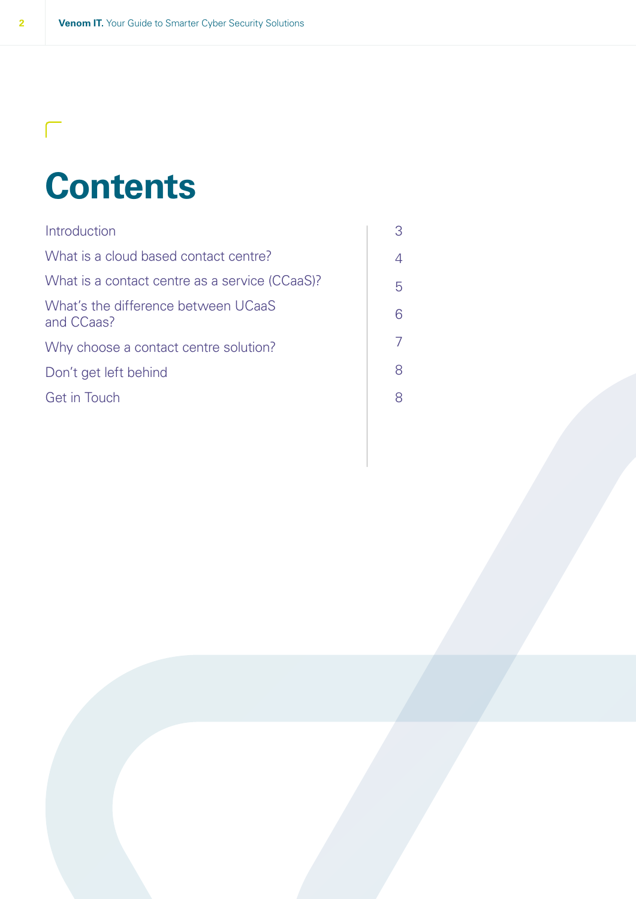# Contents

| | |
|---|---|
| Introduction | 3 |
| What is a cloud based contact centre? | 4 |
| What is a contact centre as a service (CCaaS)? | 5 |
| What's the difference between UCaaS and CCaas? | 6 |
| Why choose a contact centre solution? | 7 |
| Don't get left behind | 8 |
| Get in Touch | 8 |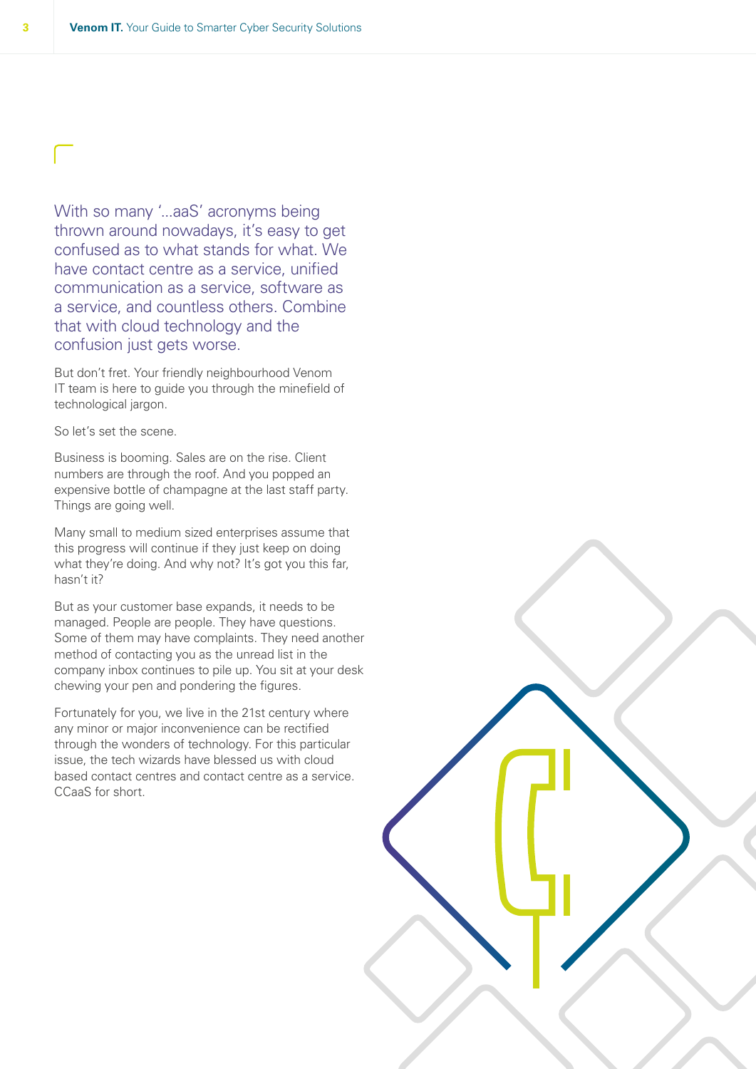With so many '...aaS' acronyms being thrown around nowadays, it's easy to get confused as to what stands for what. We have contact centre as a service, unified communication as a service, software as a service, and countless others. Combine that with cloud technology and the confusion just gets worse.

But don't fret. Your friendly neighbourhood Venom IT team is here to guide you through the minefield of technological jargon.

So let's set the scene.

Business is booming. Sales are on the rise. Client numbers are through the roof. And you popped an expensive bottle of champagne at the last staff party. Things are going well.

Many small to medium sized enterprises assume that this progress will continue if they just keep on doing what they're doing. And why not? It's got you this far, hasn't it?

But as your customer base expands, it needs to be managed. People are people. They have questions. Some of them may have complaints. They need another method of contacting you as the unread list in the company inbox continues to pile up. You sit at your desk chewing your pen and pondering the figures.

Fortunately for you, we live in the 21st century where any minor or major inconvenience can be rectified through the wonders of technology. For this particular issue, the tech wizards have blessed us with cloud based contact centres and contact centre as a service. CCaaS for short.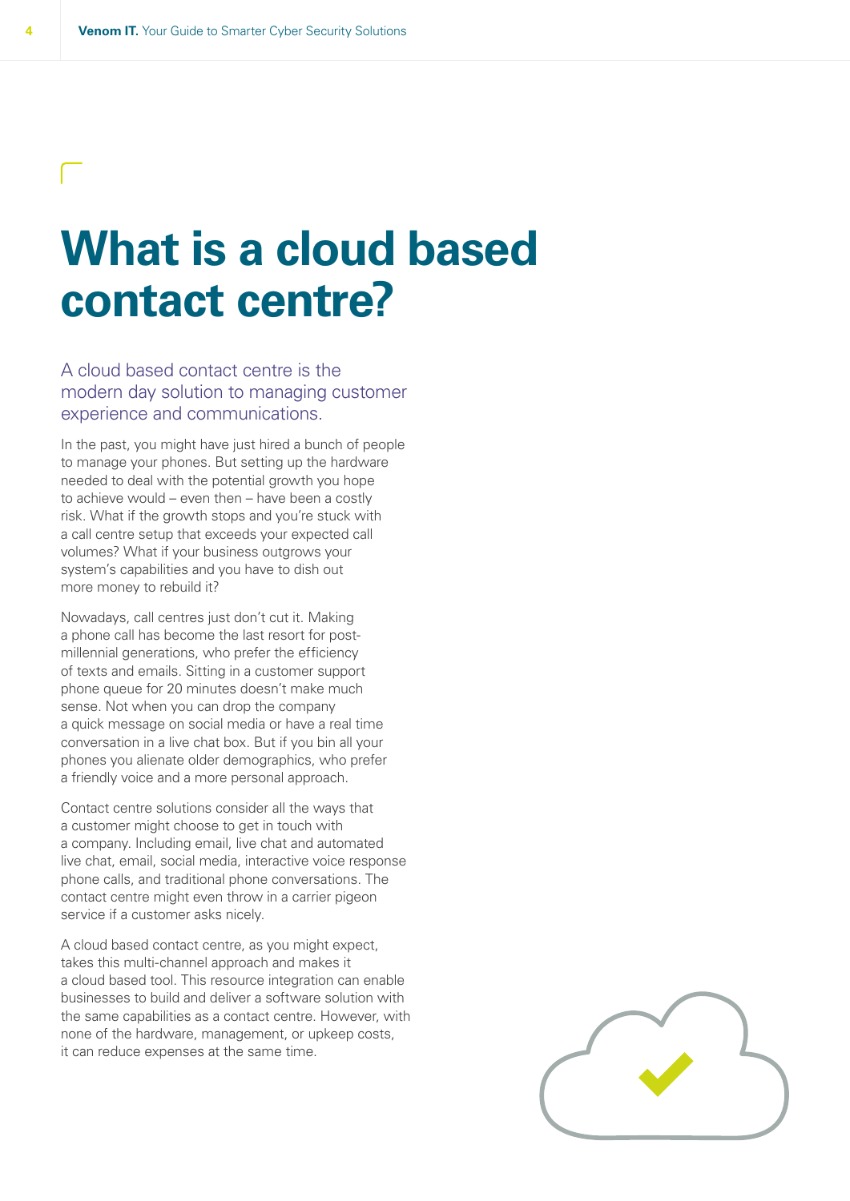# What is a cloud based contact centre?

A cloud based contact centre is the modern day solution to managing customer experience and communications.

In the past, you might have just hired a bunch of people to manage your phones. But setting up the hardware needed to deal with the potential growth you hope to achieve would – even then – have been a costly risk. What if the growth stops and you're stuck with a call centre setup that exceeds your expected call volumes? What if your business outgrows your system's capabilities and you have to dish out more money to rebuild it?

Nowadays, call centres just don't cut it. Making a phone call has become the last resort for post-millennial generations, who prefer the efficiency of texts and emails. Sitting in a customer support phone queue for 20 minutes doesn't make much sense. Not when you can drop the company a quick message on social media or have a real time conversation in a live chat box. But if you bin all your phones you alienate older demographics, who prefer a friendly voice and a more personal approach.

Contact centre solutions consider all the ways that a customer might choose to get in touch with a company. Including email, live chat and automated live chat, email, social media, interactive voice response phone calls, and traditional phone conversations. The contact centre might even throw in a carrier pigeon service if a customer asks nicely.

A cloud based contact centre, as you might expect, takes this multi-channel approach and makes it a cloud based tool. This resource integration can enable businesses to build and deliver a software solution with the same capabilities as a contact centre. However, with none of the hardware, management, or upkeep costs, it can reduce expenses at the same time.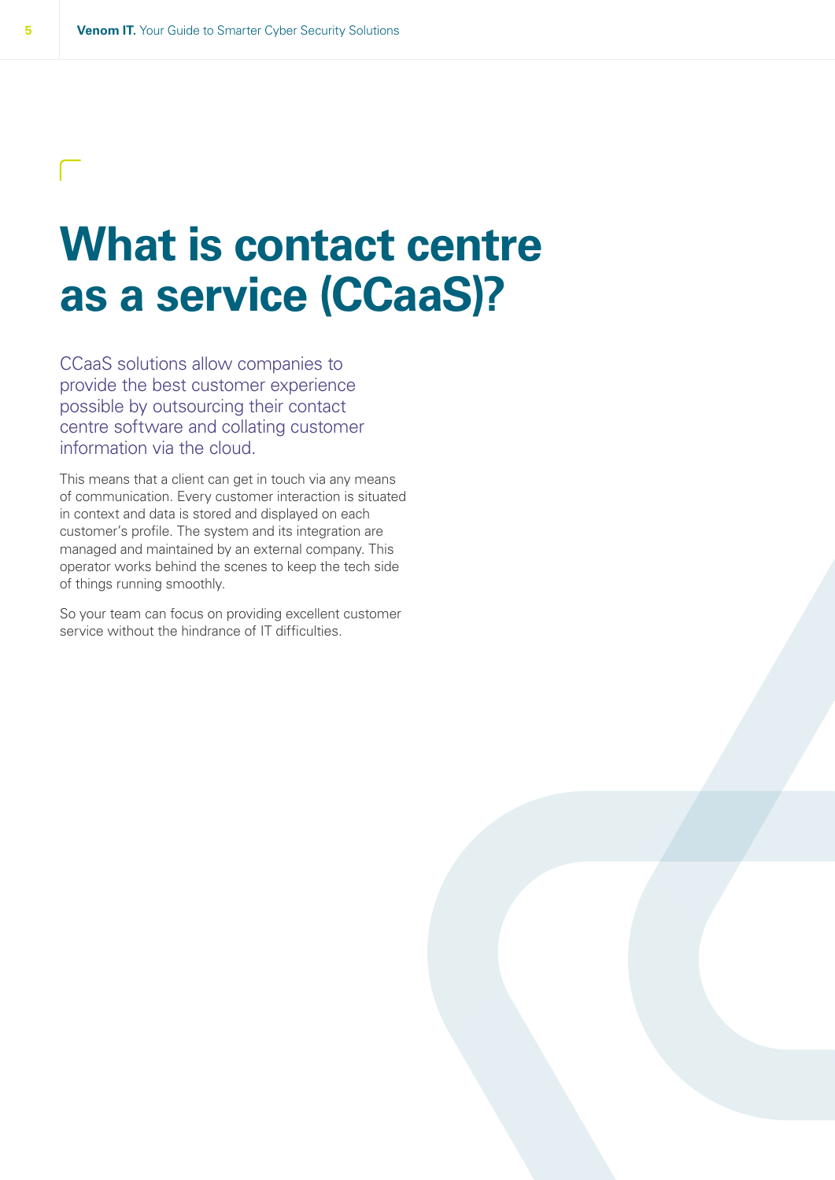# What is contact centre as a service (CCaaS)?

CCaaS solutions allow companies to provide the best customer experience possible by outsourcing their contact centre software and collating customer information via the cloud.

This means that a client can get in touch via any means of communication. Every customer interaction is situated in context and data is stored and displayed on each customer's profile. The system and its integration are managed and maintained by an external company. This operator works behind the scenes to keep the tech side of things running smoothly.

So your team can focus on providing excellent customer service without the hindrance of IT difficulties.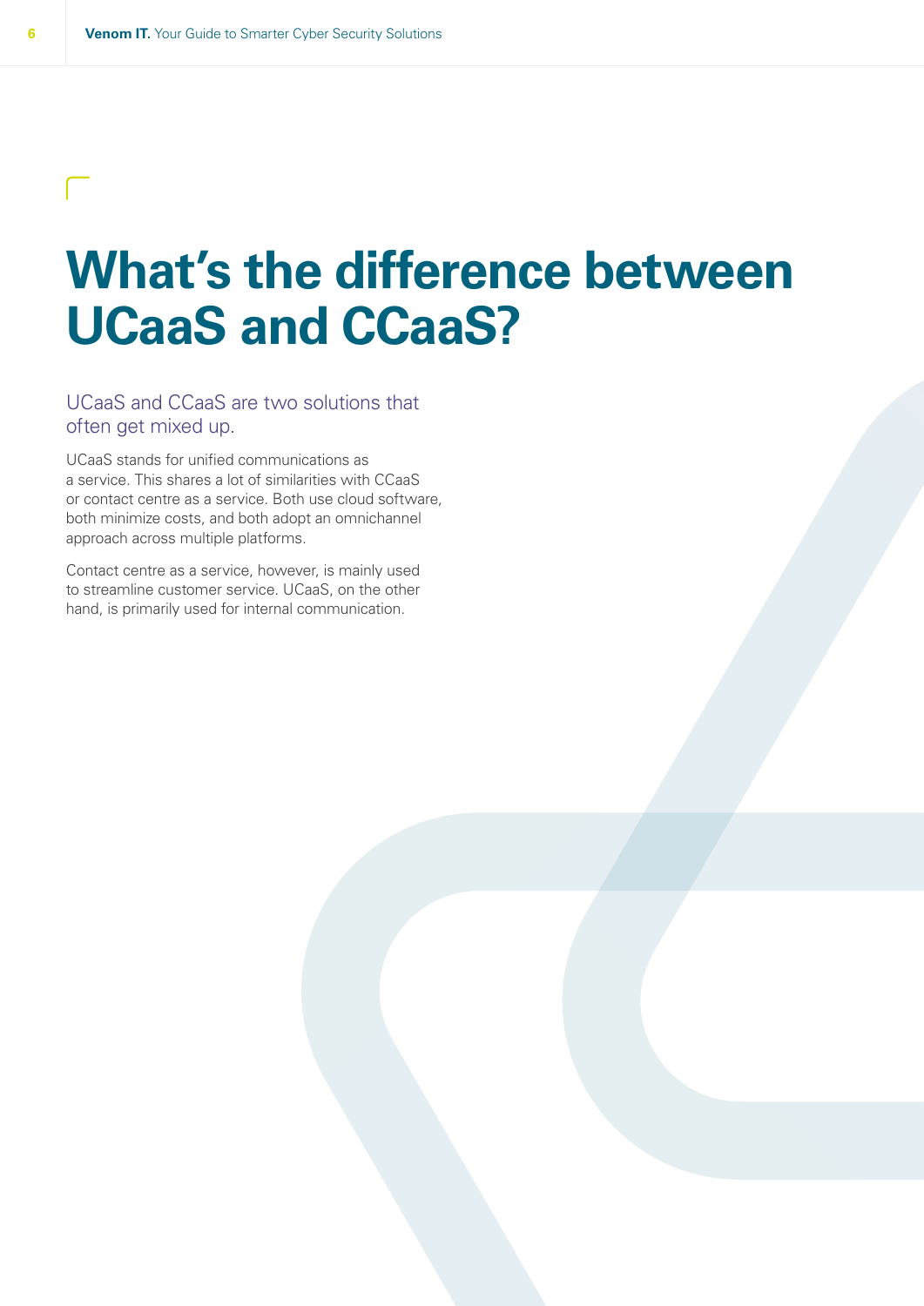# What's the difference between UCaaS and CCaaS?

## UCaaS and CCaaS are two solutions that often get mixed up.

UCaaS stands for unified communications as a service. This shares a lot of similarities with CCaaS or contact centre as a service. Both use cloud software, both minimize costs, and both adopt an omnichannel approach across multiple platforms.

Contact centre as a service, however, is mainly used to streamline customer service. UCaaS, on the other hand, is primarily used for internal communication.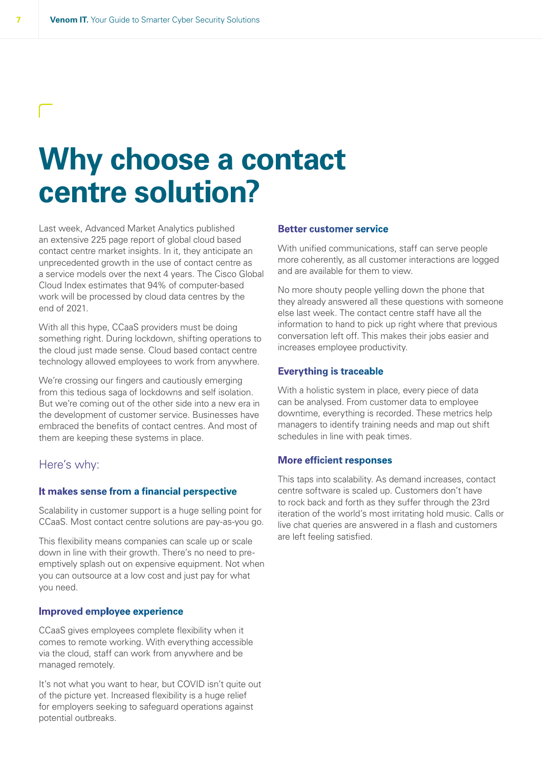# Why choose a contact centre solution?

Last week, Advanced Market Analytics published an extensive 225 page report of global cloud based contact centre market insights. In it, they anticipate an unprecedented growth in the use of contact centre as a service models over the next 4 years. The Cisco Global Cloud Index estimates that 94% of computer-based work will be processed by cloud data centres by the end of 2021.

With all this hype, CCaaS providers must be doing something right. During lockdown, shifting operations to the cloud just made sense. Cloud based contact centre technology allowed employees to work from anywhere.

We're crossing our fingers and cautiously emerging from this tedious saga of lockdowns and self isolation. But we're coming out of the other side into a new era in the development of customer service. Businesses have embraced the benefits of contact centres. And most of them are keeping these systems in place.

## Here's why:

### It makes sense from a financial perspective

Scalability in customer support is a huge selling point for CCaaS. Most contact centre solutions are pay-as-you go.

This flexibility means companies can scale up or scale down in line with their growth. There's no need to pre-emptively splash out on expensive equipment. Not when you can outsource at a low cost and just pay for what you need.

### Improved employee experience

CCaaS gives employees complete flexibility when it comes to remote working. With everything accessible via the cloud, staff can work from anywhere and be managed remotely.

It's not what you want to hear, but COVID isn't quite out of the picture yet. Increased flexibility is a huge relief for employers seeking to safeguard operations against potential outbreaks.

### Better customer service

With unified communications, staff can serve people more coherently, as all customer interactions are logged and are available for them to view.

No more shouty people yelling down the phone that they already answered all these questions with someone else last week. The contact centre staff have all the information to hand to pick up right where that previous conversation left off. This makes their jobs easier and increases employee productivity.

### Everything is traceable

With a holistic system in place, every piece of data can be analysed. From customer data to employee downtime, everything is recorded. These metrics help managers to identify training needs and map out shift schedules in line with peak times.

### More efficient responses

This taps into scalability. As demand increases, contact centre software is scaled up. Customers don't have to rock back and forth as they suffer through the 23rd iteration of the world's most irritating hold music. Calls or live chat queries are answered in a flash and customers are left feeling satisfied.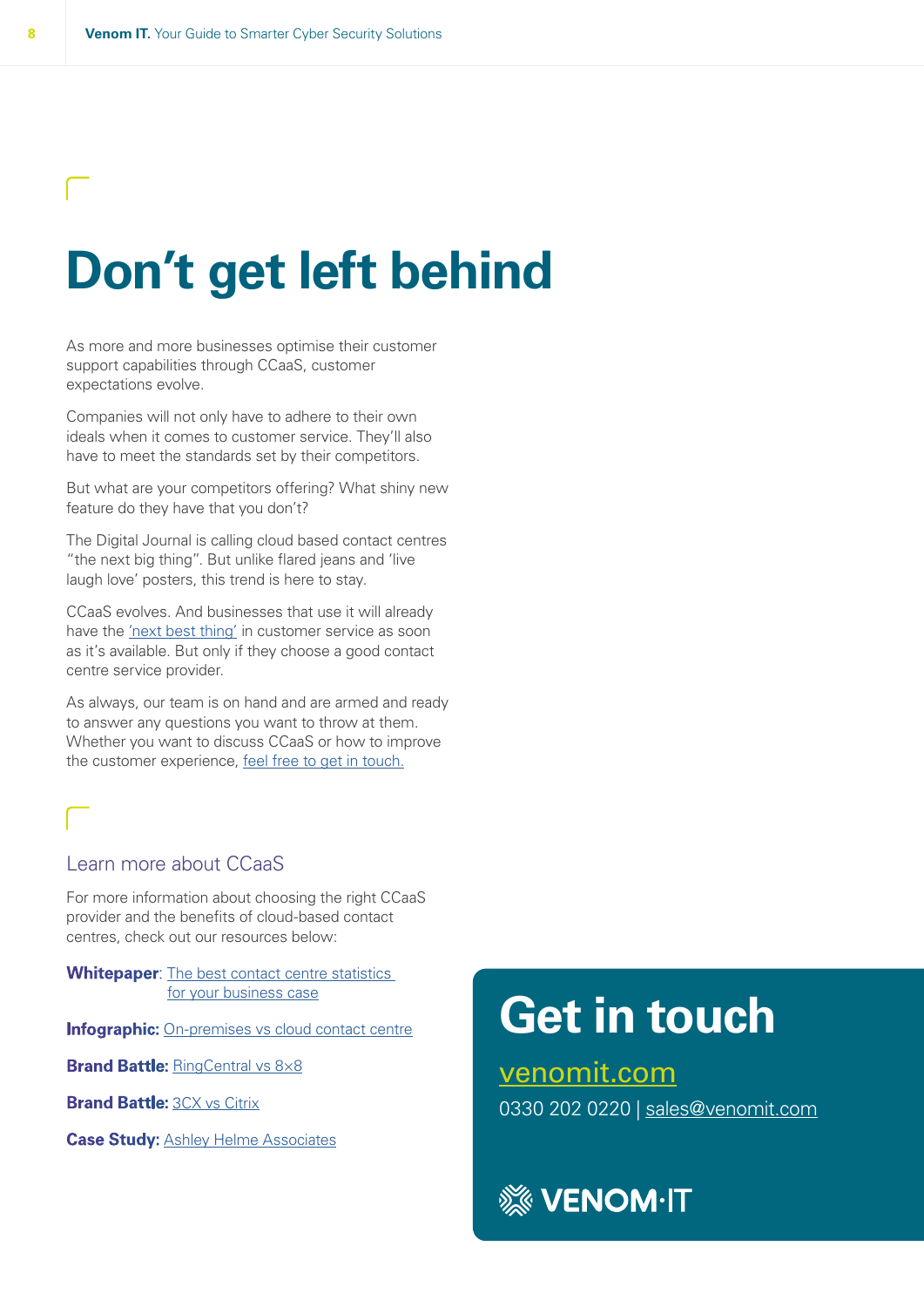# Don't get left behind

As more and more businesses optimise their customer support capabilities through CCaaS, customer expectations evolve.

Companies will not only have to adhere to their own ideals when it comes to customer service. They'll also have to meet the standards set by their competitors.

But what are your competitors offering? What shiny new feature do they have that you don't?

The Digital Journal is calling cloud based contact centres "the next big thing". But unlike flared jeans and 'live laugh love' posters, this trend is here to stay.

CCaaS evolves. And businesses that use it will already have the 'next best thing' in customer service as soon as it's available. But only if they choose a good contact centre service provider.

As always, our team is on hand and are armed and ready to answer any questions you want to throw at them. Whether you want to discuss CCaaS or how to improve the customer experience, feel free to get in touch.

## Learn more about CCaaS

For more information about choosing the right CCaaS provider and the benefits of cloud-based contact centres, check out our resources below:

**Whitepaper**: The best contact centre statistics for your business case

**Infographic:** On-premises vs cloud contact centre

**Brand Battle:** RingCentral vs 8×8

**Brand Battle:** 3CX vs Citrix

**Case Study:** Ashley Helme Associates

## Get in touch

venomit.com

0330 202 0220 | sales@venomit.com

VENOM·IT